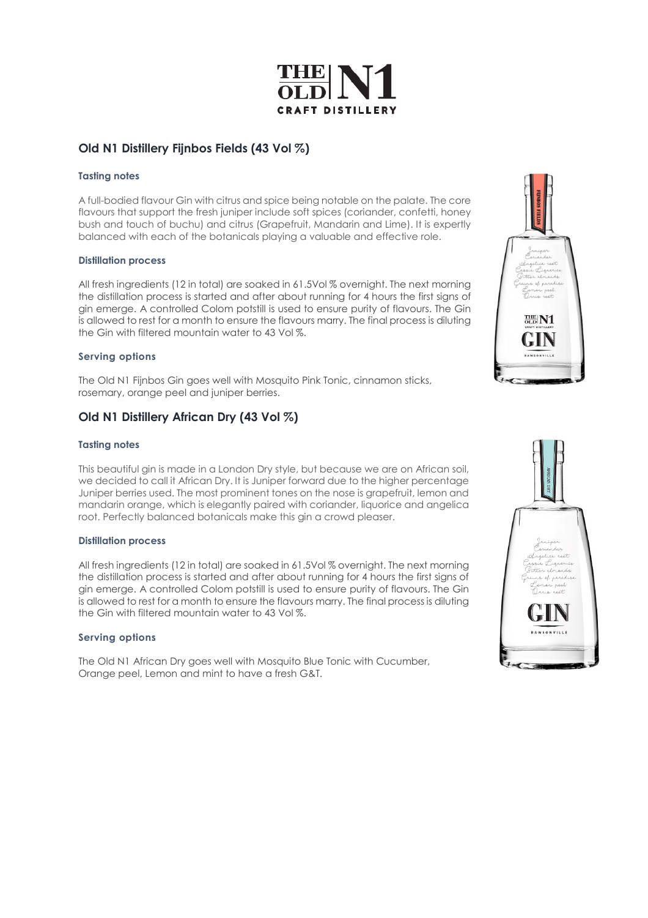# THE OLD N1 CRAFT DISTILLERY

## Old N1 Distillery Fijnbos Fields (43 Vol %)

### Tasting notes

A full-bodied flavour Gin with citrus and spice being notable on the palate. The core flavours that support the fresh juniper include soft spices (coriander, confetti, honey bush and touch of buchu) and citrus (Grapefruit, Mandarin and Lime). It is expertly balanced with each of the botanicals playing a valuable and effective role.

### Distillation process

All fresh ingredients (12 in total) are soaked in 61.5Vol % overnight. The next morning the distillation process is started and after about running for 4 hours the first signs of gin emerge. A controlled Colom potstill is used to ensure purity of flavours. The Gin is allowed to rest for a month to ensure the flavours marry. The final process is diluting the Gin with filtered mountain water to 43 Vol %.

### Serving options

The Old N1 Fijnbos Gin goes well with Mosquito Pink Tonic, cinnamon sticks, rosemary, orange peel and juniper berries.

## Old N1 Distillery African Dry (43 Vol %)

### Tasting notes

This beautiful gin is made in a London Dry style, but because we are on African soil, we decided to call it African Dry. It is Juniper forward due to the higher percentage Juniper berries used. The most prominent tones on the nose is grapefruit, lemon and mandarin orange, which is elegantly paired with coriander, liquorice and angelica root. Perfectly balanced botanicals make this gin a crowd pleaser.

### Distillation process

All fresh ingredients (12 in total) are soaked in 61.5Vol % overnight. The next morning the distillation process is started and after about running for 4 hours the first signs of gin emerge. A controlled Colom potstill is used to ensure purity of flavours. The Gin is allowed to rest for a month to ensure the flavours marry. The final process is diluting the Gin with filtered mountain water to 43 Vol %.

### Serving options

The Old N1 African Dry goes well with Mosquito Blue Tonic with Cucumber, Orange peel, Lemon and mint to have a fresh G&T.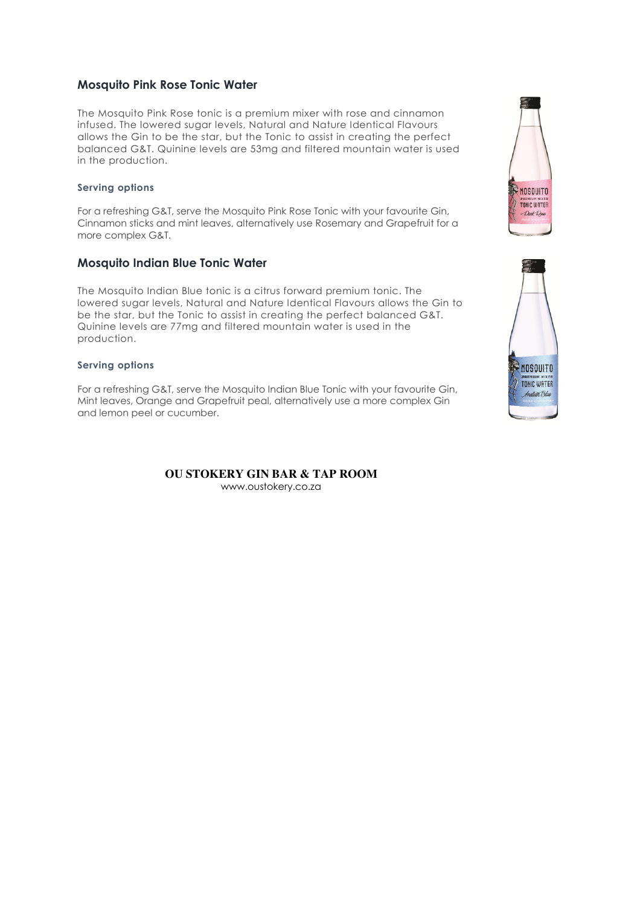## Mosquito Pink Rose Tonic Water

The Mosquito Pink Rose tonic is a premium mixer with rose and cinnamon infused. The lowered sugar levels, Natural and Nature Identical Flavours allows the Gin to be the star, but the Tonic to assist in creating the perfect balanced G&T. Quinine levels are 53mg and filtered mountain water is used in the production.

### Serving options

For a refreshing G&T, serve the Mosquito Pink Rose Tonic with your favourite Gin, Cinnamon sticks and mint leaves, alternatively use Rosemary and Grapefruit for a more complex G&T.

## Mosquito Indian Blue Tonic Water

The Mosquito Indian Blue tonic is a citrus forward premium tonic. The lowered sugar levels, Natural and Nature Identical Flavours allows the Gin to be the star, but the Tonic to assist in creating the perfect balanced G&T. Quinine levels are 77mg and filtered mountain water is used in the production.

### Serving options

For a refreshing G&T, serve the Mosquito Indian Blue Tonic with your favourite Gin, Mint leaves, Orange and Grapefruit peal, alternatively use a more complex Gin and lemon peel or cucumber.

**OU STOKERY GIN BAR & TAP ROOM**
www.oustokery.co.za